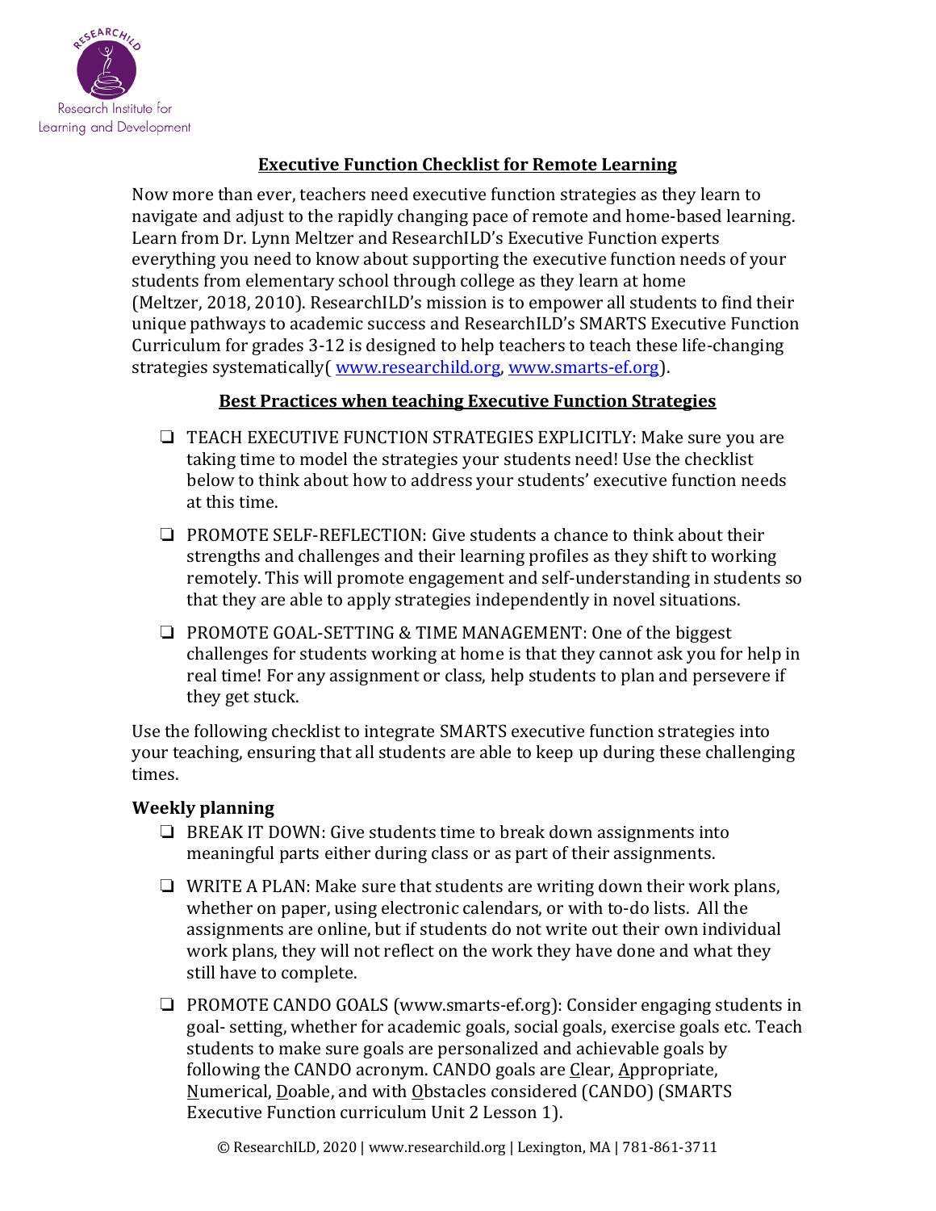# Executive Function Checklist for Remote Learning

Now more than ever, teachers need executive function strategies as they learn to navigate and adjust to the rapidly changing pace of remote and home-based learning. Learn from Dr. Lynn Meltzer and ResearchILD's Executive Function experts everything you need to know about supporting the executive function needs of your students from elementary school through college as they learn at home (Meltzer, 2018, 2010). ResearchILD's mission is to empower all students to find their unique pathways to academic success and ResearchILD's SMARTS Executive Function Curriculum for grades 3-12 is designed to help teachers to teach these life-changing strategies systematically( [www.researchild.org](http://www.researchild.org), [www.smarts-ef.org](http://www.smarts-ef.org)).

## Best Practices when teaching Executive Function Strategies

- ❑ TEACH EXECUTIVE FUNCTION STRATEGIES EXPLICITLY: Make sure you are taking time to model the strategies your students need! Use the checklist below to think about how to address your students' executive function needs at this time.
- ❑ PROMOTE SELF-REFLECTION: Give students a chance to think about their strengths and challenges and their learning profiles as they shift to working remotely. This will promote engagement and self-understanding in students so that they are able to apply strategies independently in novel situations.
- ❑ PROMOTE GOAL-SETTING & TIME MANAGEMENT: One of the biggest challenges for students working at home is that they cannot ask you for help in real time! For any assignment or class, help students to plan and persevere if they get stuck.

Use the following checklist to integrate SMARTS executive function strategies into your teaching, ensuring that all students are able to keep up during these challenging times.

### Weekly planning

- ❑ BREAK IT DOWN: Give students time to break down assignments into meaningful parts either during class or as part of their assignments.
- ❑ WRITE A PLAN: Make sure that students are writing down their work plans, whether on paper, using electronic calendars, or with to-do lists. All the assignments are online, but if students do not write out their own individual work plans, they will not reflect on the work they have done and what they still have to complete.
- ❑ PROMOTE CANDO GOALS (www.smarts-ef.org): Consider engaging students in goal- setting, whether for academic goals, social goals, exercise goals etc. Teach students to make sure goals are personalized and achievable goals by following the CANDO acronym. CANDO goals are <u>C</u>lear, <u>A</u>ppropriate, <u>N</u>umerical, <u>D</u>oable, and with <u>O</u>bstacles considered (CANDO) (SMARTS Executive Function curriculum Unit 2 Lesson 1).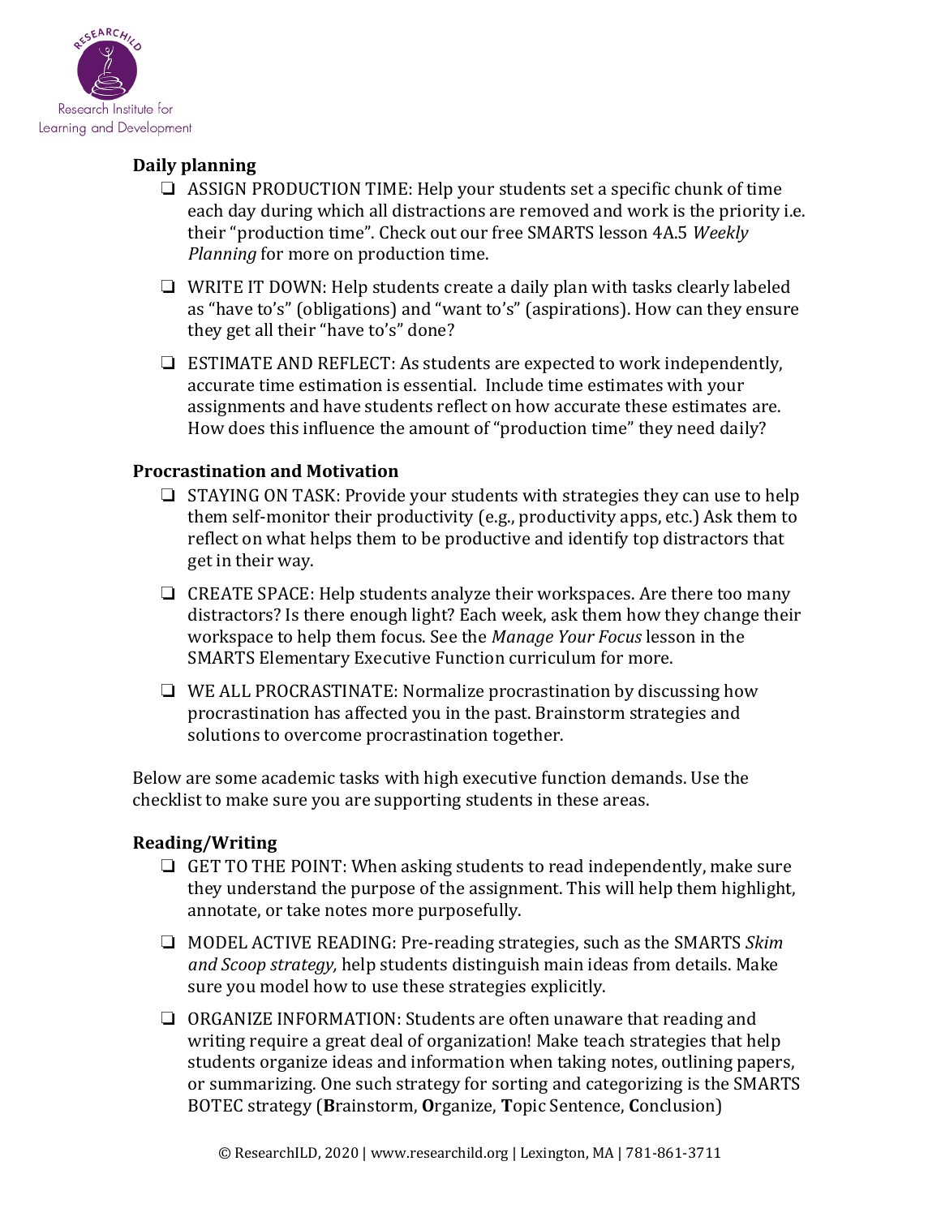**Daily planning**

- ❑ ASSIGN PRODUCTION TIME: Help your students set a specific chunk of time each day during which all distractions are removed and work is the priority i.e. their "production time". Check out our free SMARTS lesson 4A.5 *Weekly Planning* for more on production time.
- ❑ WRITE IT DOWN: Help students create a daily plan with tasks clearly labeled as "have to's" (obligations) and "want to's" (aspirations). How can they ensure they get all their "have to's" done?
- ❑ ESTIMATE AND REFLECT: As students are expected to work independently, accurate time estimation is essential. Include time estimates with your assignments and have students reflect on how accurate these estimates are. How does this influence the amount of "production time" they need daily?

**Procrastination and Motivation**

- ❑ STAYING ON TASK: Provide your students with strategies they can use to help them self-monitor their productivity (e.g., productivity apps, etc.) Ask them to reflect on what helps them to be productive and identify top distractors that get in their way.
- ❑ CREATE SPACE: Help students analyze their workspaces. Are there too many distractors? Is there enough light? Each week, ask them how they change their workspace to help them focus. See the *Manage Your Focus* lesson in the SMARTS Elementary Executive Function curriculum for more.
- ❑ WE ALL PROCRASTINATE: Normalize procrastination by discussing how procrastination has affected you in the past. Brainstorm strategies and solutions to overcome procrastination together.

Below are some academic tasks with high executive function demands. Use the checklist to make sure you are supporting students in these areas.

**Reading/Writing**

- ❑ GET TO THE POINT: When asking students to read independently, make sure they understand the purpose of the assignment. This will help them highlight, annotate, or take notes more purposefully.
- ❑ MODEL ACTIVE READING: Pre-reading strategies, such as the SMARTS *Skim and Scoop strategy,* help students distinguish main ideas from details. Make sure you model how to use these strategies explicitly.
- ❑ ORGANIZE INFORMATION: Students are often unaware that reading and writing require a great deal of organization! Make teach strategies that help students organize ideas and information when taking notes, outlining papers, or summarizing. One such strategy for sorting and categorizing is the SMARTS BOTEC strategy (**B**rainstorm, **O**rganize, **T**opic Sentence, **C**onclusion)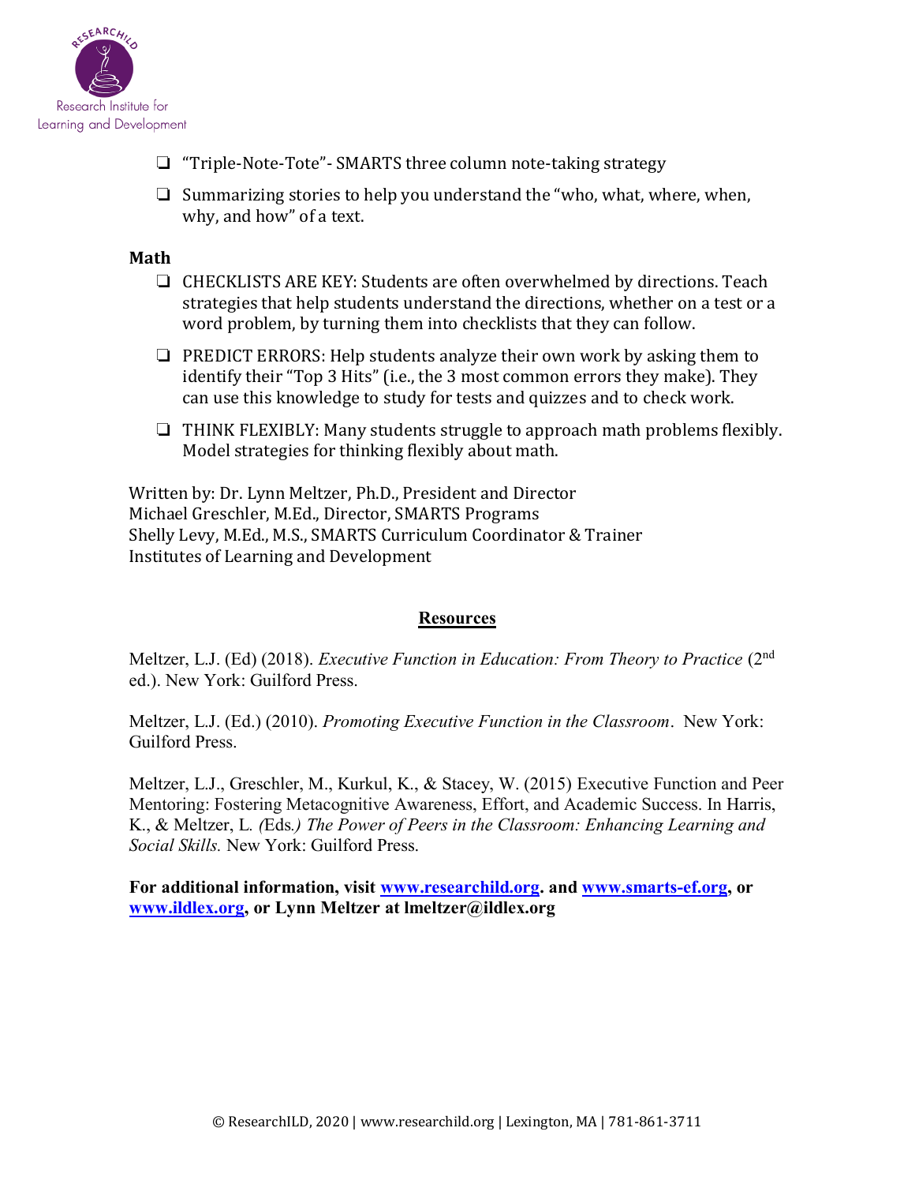- ❑ "Triple-Note-Tote"- SMARTS three column note-taking strategy
- ❑ Summarizing stories to help you understand the "who, what, where, when, why, and how" of a text.

**Math**

- ❑ CHECKLISTS ARE KEY: Students are often overwhelmed by directions. Teach strategies that help students understand the directions, whether on a test or a word problem, by turning them into checklists that they can follow.
- ❑ PREDICT ERRORS: Help students analyze their own work by asking them to identify their "Top 3 Hits" (i.e., the 3 most common errors they make). They can use this knowledge to study for tests and quizzes and to check work.
- ❑ THINK FLEXIBLY: Many students struggle to approach math problems flexibly. Model strategies for thinking flexibly about math.

Written by: Dr. Lynn Meltzer, Ph.D., President and Director
Michael Greschler, M.Ed., Director, SMARTS Programs
Shelly Levy, M.Ed., M.S., SMARTS Curriculum Coordinator & Trainer
Institutes of Learning and Development

## Resources

Meltzer, L.J. (Ed) (2018). *Executive Function in Education: From Theory to Practice* (2nd ed.). New York: Guilford Press.

Meltzer, L.J. (Ed.) (2010). *Promoting Executive Function in the Classroom*. New York: Guilford Press.

Meltzer, L.J., Greschler, M., Kurkul, K., & Stacey, W. (2015) Executive Function and Peer Mentoring: Fostering Metacognitive Awareness, Effort, and Academic Success. In Harris, K., & Meltzer, L. *(Eds.) The Power of Peers in the Classroom: Enhancing Learning and Social Skills.* New York: Guilford Press.

**For additional information, visit [www.researchild.org](http://www.researchild.org). and [www.smarts-ef.org](http://www.smarts-ef.org), or [www.ildlex.org](http://www.ildlex.org), or Lynn Meltzer at lmeltzer@ildlex.org**